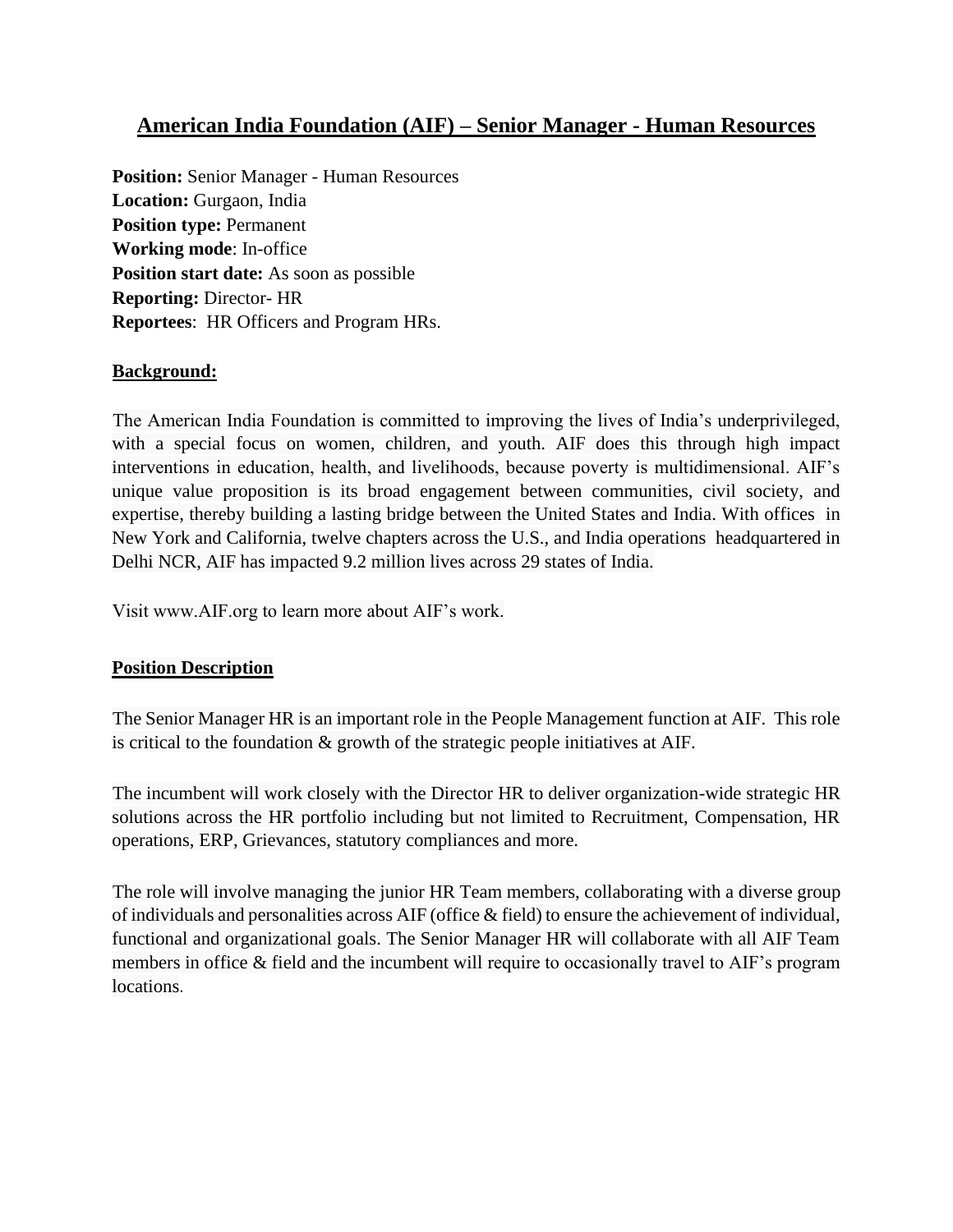# American India Foundation (AIF) – Senior Manager - Human Resources

**Position:** Senior Manager - Human Resources
**Location:** Gurgaon, India
**Position type:** Permanent
**Working mode**: In-office
**Position start date:** As soon as possible
**Reporting:** Director- HR
**Reportees**: HR Officers and Program HRs.

## Background:

The American India Foundation is committed to improving the lives of India's underprivileged, with a special focus on women, children, and youth. AIF does this through high impact interventions in education, health, and livelihoods, because poverty is multidimensional. AIF's unique value proposition is its broad engagement between communities, civil society, and expertise, thereby building a lasting bridge between the United States and India. With offices in New York and California, twelve chapters across the U.S., and India operations headquartered in Delhi NCR, AIF has impacted 9.2 million lives across 29 states of India.

Visit www.AIF.org to learn more about AIF's work.

## Position Description

The Senior Manager HR is an important role in the People Management function at AIF. This role is critical to the foundation & growth of the strategic people initiatives at AIF.

The incumbent will work closely with the Director HR to deliver organization-wide strategic HR solutions across the HR portfolio including but not limited to Recruitment, Compensation, HR operations, ERP, Grievances, statutory compliances and more.

The role will involve managing the junior HR Team members, collaborating with a diverse group of individuals and personalities across AIF (office & field) to ensure the achievement of individual, functional and organizational goals. The Senior Manager HR will collaborate with all AIF Team members in office & field and the incumbent will require to occasionally travel to AIF's program locations.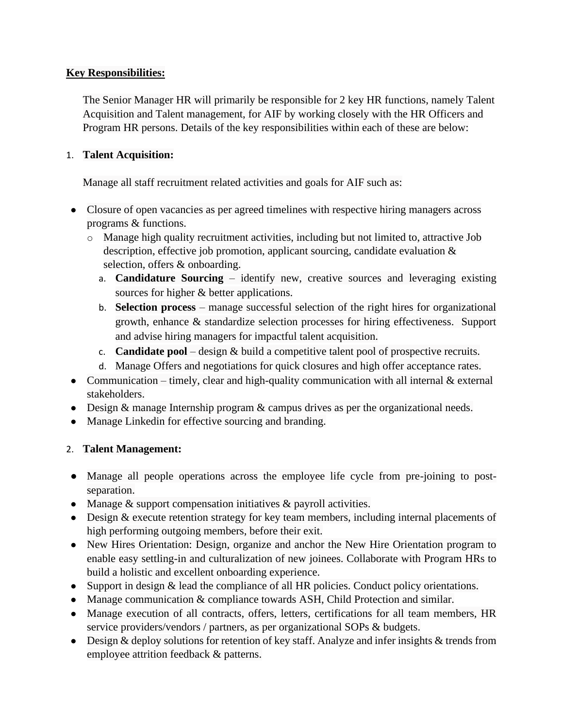**Key Responsibilities:**

The Senior Manager HR will primarily be responsible for 2 key HR functions, namely Talent Acquisition and Talent management, for AIF by working closely with the HR Officers and Program HR persons. Details of the key responsibilities within each of these are below:

1. **Talent Acquisition:**

   Manage all staff recruitment related activities and goals for AIF such as:

- Closure of open vacancies as per agreed timelines with respective hiring managers across programs & functions.
  - Manage high quality recruitment activities, including but not limited to, attractive Job description, effective job promotion, applicant sourcing, candidate evaluation & selection, offers & onboarding.
    a. **Candidature Sourcing** – identify new, creative sources and leveraging existing sources for higher & better applications.
    b. **Selection process** – manage successful selection of the right hires for organizational growth, enhance & standardize selection processes for hiring effectiveness. Support and advise hiring managers for impactful talent acquisition.
    c. **Candidate pool** – design & build a competitive talent pool of prospective recruits.
    d. Manage Offers and negotiations for quick closures and high offer acceptance rates.
- Communication – timely, clear and high-quality communication with all internal & external stakeholders.
- Design & manage Internship program & campus drives as per the organizational needs.
- Manage Linkedin for effective sourcing and branding.

2. **Talent Management:**

- Manage all people operations across the employee life cycle from pre-joining to post-separation.
- Manage & support compensation initiatives & payroll activities.
- Design & execute retention strategy for key team members, including internal placements of high performing outgoing members, before their exit.
- New Hires Orientation: Design, organize and anchor the New Hire Orientation program to enable easy settling-in and culturalization of new joinees. Collaborate with Program HRs to build a holistic and excellent onboarding experience.
- Support in design & lead the compliance of all HR policies. Conduct policy orientations.
- Manage communication & compliance towards ASH, Child Protection and similar.
- Manage execution of all contracts, offers, letters, certifications for all team members, HR service providers/vendors / partners, as per organizational SOPs & budgets.
- Design & deploy solutions for retention of key staff. Analyze and infer insights & trends from employee attrition feedback & patterns.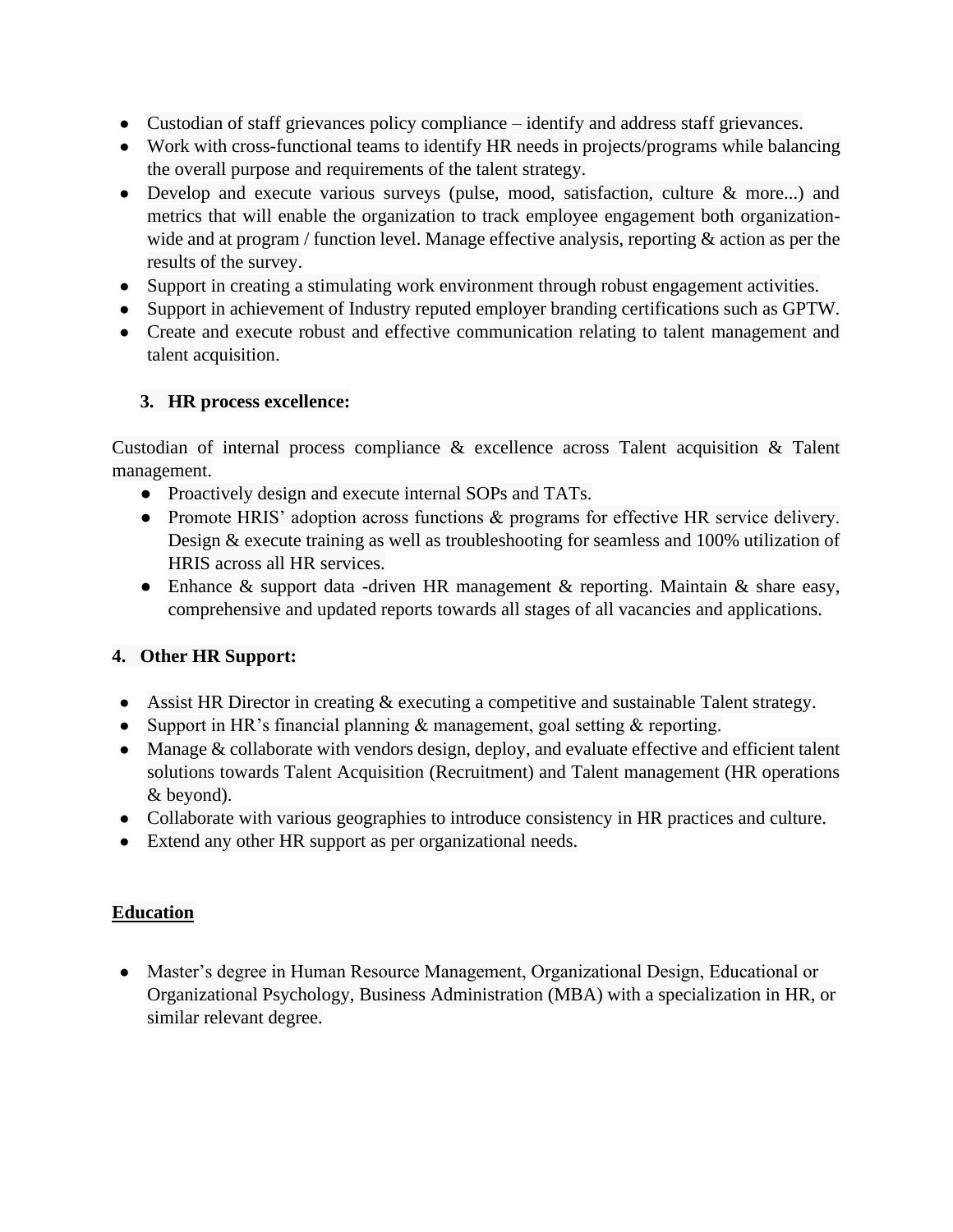- Custodian of staff grievances policy compliance – identify and address staff grievances.
- Work with cross-functional teams to identify HR needs in projects/programs while balancing the overall purpose and requirements of the talent strategy.
- Develop and execute various surveys (pulse, mood, satisfaction, culture & more...) and metrics that will enable the organization to track employee engagement both organization-wide and at program / function level. Manage effective analysis, reporting & action as per the results of the survey.
- Support in creating a stimulating work environment through robust engagement activities.
- Support in achievement of Industry reputed employer branding certifications such as GPTW.
- Create and execute robust and effective communication relating to talent management and talent acquisition.

**3. HR process excellence:**

Custodian of internal process compliance & excellence across Talent acquisition & Talent management.

- Proactively design and execute internal SOPs and TATs.
- Promote HRIS' adoption across functions & programs for effective HR service delivery. Design & execute training as well as troubleshooting for seamless and 100% utilization of HRIS across all HR services.
- Enhance & support data -driven HR management & reporting. Maintain & share easy, comprehensive and updated reports towards all stages of all vacancies and applications.

**4. Other HR Support:**

- Assist HR Director in creating & executing a competitive and sustainable Talent strategy.
- Support in HR's financial planning & management, goal setting & reporting.
- Manage & collaborate with vendors design, deploy, and evaluate effective and efficient talent solutions towards Talent Acquisition (Recruitment) and Talent management (HR operations & beyond).
- Collaborate with various geographies to introduce consistency in HR practices and culture.
- Extend any other HR support as per organizational needs.

**Education**

- Master's degree in Human Resource Management, Organizational Design, Educational or Organizational Psychology, Business Administration (MBA) with a specialization in HR, or similar relevant degree.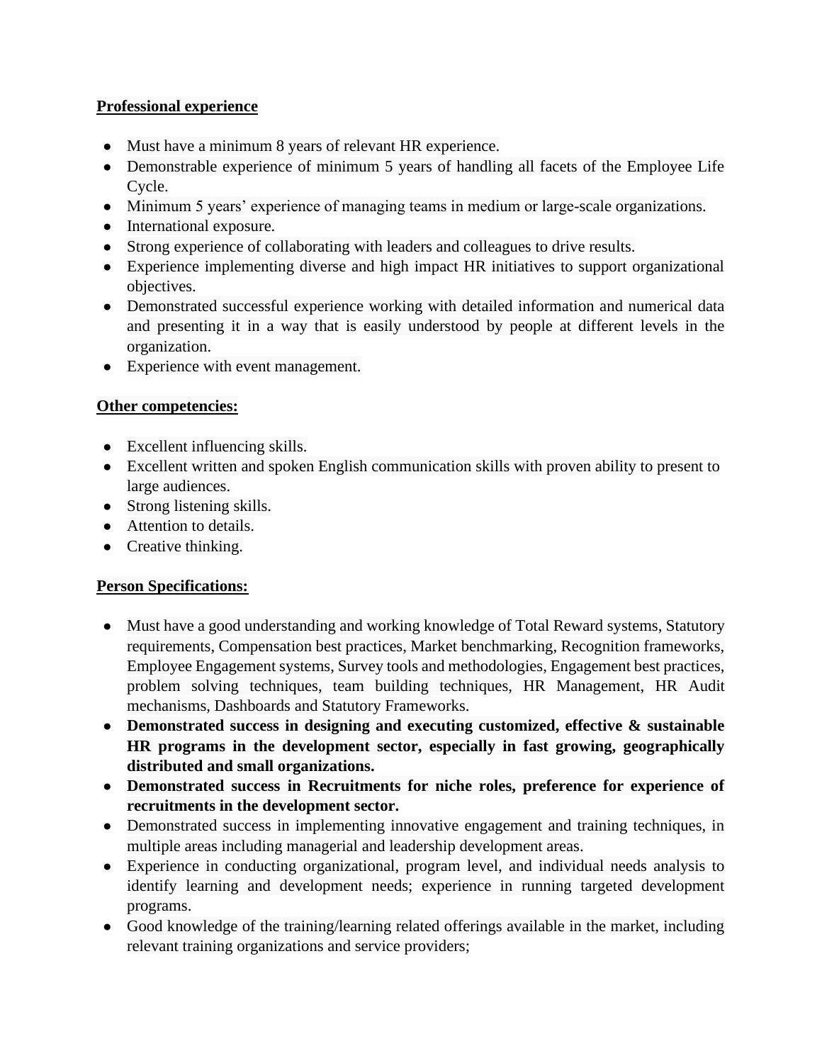**Professional experience**

- Must have a minimum 8 years of relevant HR experience.
- Demonstrable experience of minimum 5 years of handling all facets of the Employee Life Cycle.
- Minimum 5 years' experience of managing teams in medium or large-scale organizations.
- International exposure.
- Strong experience of collaborating with leaders and colleagues to drive results.
- Experience implementing diverse and high impact HR initiatives to support organizational objectives.
- Demonstrated successful experience working with detailed information and numerical data and presenting it in a way that is easily understood by people at different levels in the organization.
- Experience with event management.

**Other competencies:**

- Excellent influencing skills.
- Excellent written and spoken English communication skills with proven ability to present to large audiences.
- Strong listening skills.
- Attention to details.
- Creative thinking.

**Person Specifications:**

- Must have a good understanding and working knowledge of Total Reward systems, Statutory requirements, Compensation best practices, Market benchmarking, Recognition frameworks, Employee Engagement systems, Survey tools and methodologies, Engagement best practices, problem solving techniques, team building techniques, HR Management, HR Audit mechanisms, Dashboards and Statutory Frameworks.
- **Demonstrated success in designing and executing customized, effective & sustainable HR programs in the development sector, especially in fast growing, geographically distributed and small organizations.**
- **Demonstrated success in Recruitments for niche roles, preference for experience of recruitments in the development sector.**
- Demonstrated success in implementing innovative engagement and training techniques, in multiple areas including managerial and leadership development areas.
- Experience in conducting organizational, program level, and individual needs analysis to identify learning and development needs; experience in running targeted development programs.
- Good knowledge of the training/learning related offerings available in the market, including relevant training organizations and service providers;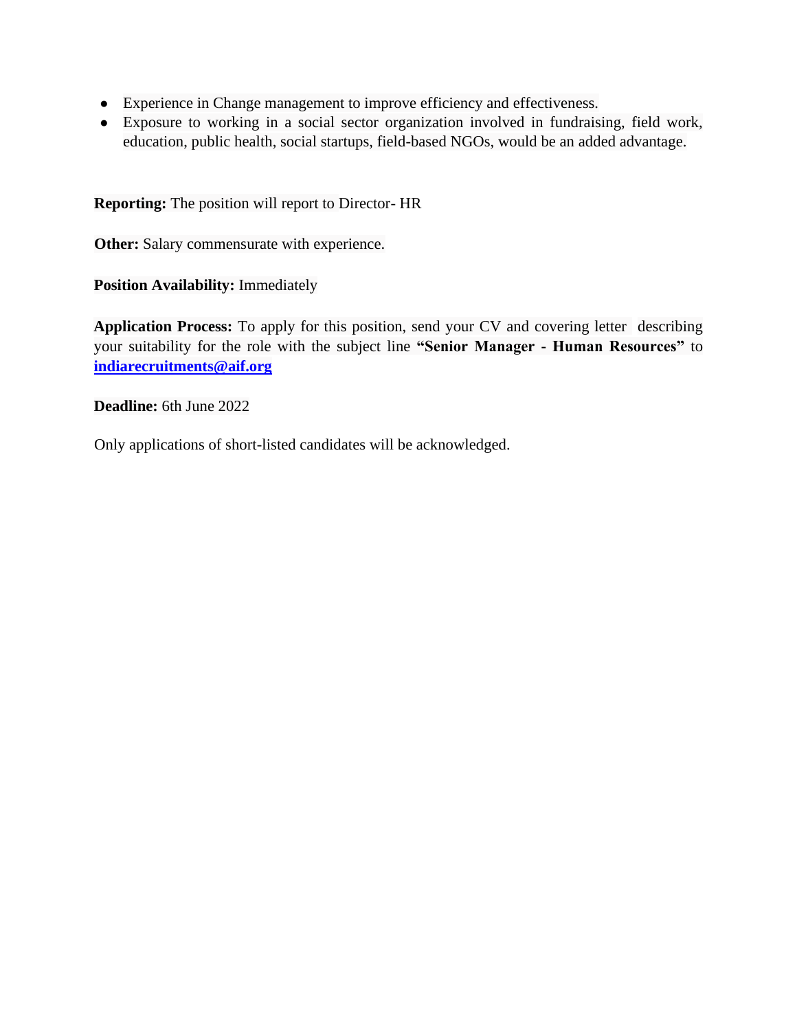- Experience in Change management to improve efficiency and effectiveness.
- Exposure to working in a social sector organization involved in fundraising, field work, education, public health, social startups, field-based NGOs, would be an added advantage.

**Reporting:** The position will report to Director- HR

**Other:** Salary commensurate with experience.

**Position Availability:** Immediately

**Application Process:** To apply for this position, send your CV and covering letter describing your suitability for the role with the subject line **"Senior Manager - Human Resources"** to **indiarecruitments@aif.org**

**Deadline:** 6th June 2022

Only applications of short-listed candidates will be acknowledged.